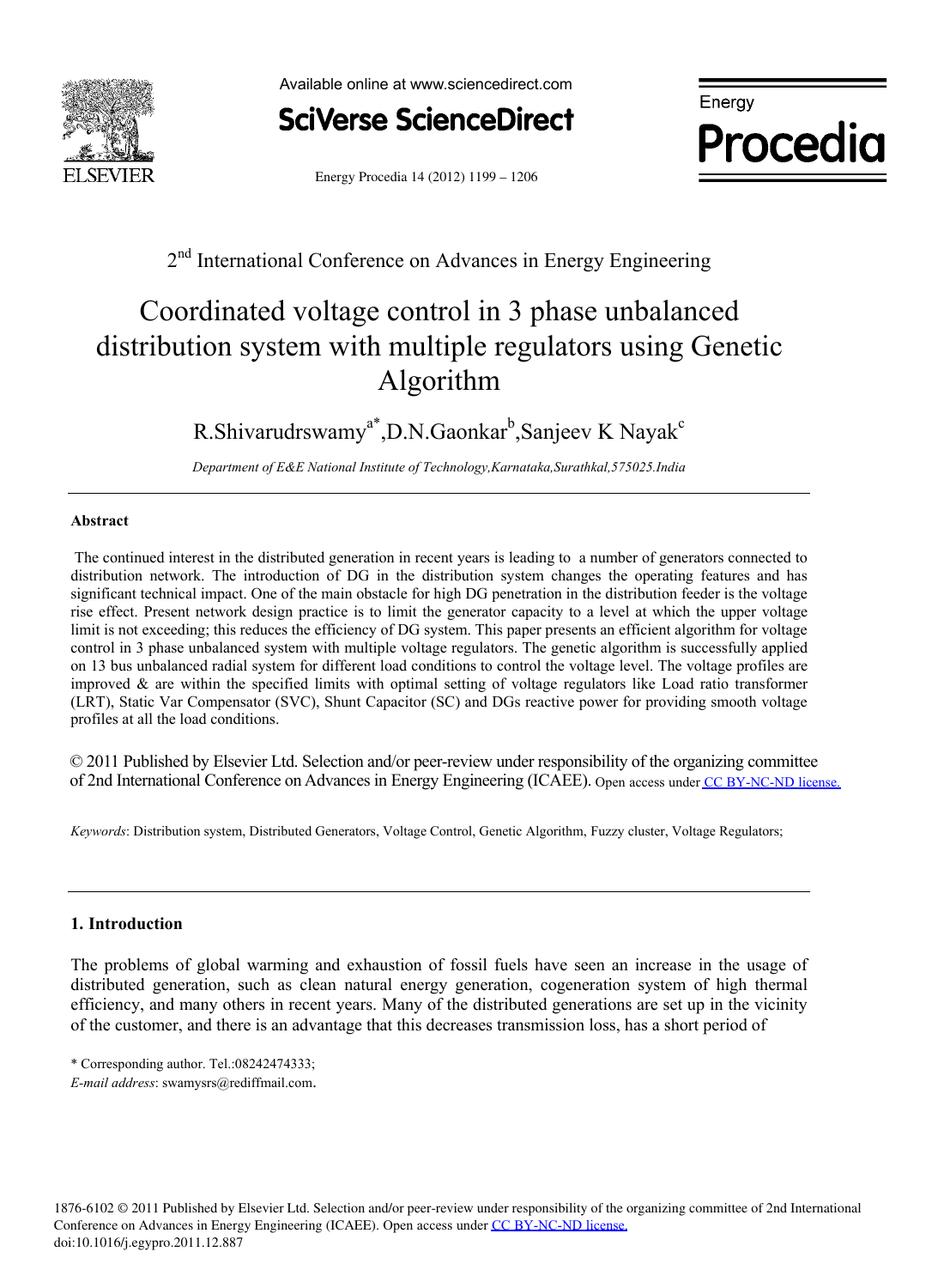2nd International Conference on Advances in Energy Engineering

# Coordinated voltage control in 3 phase unbalanced distribution system with multiple regulators using Genetic Algorithm

R.Shivarudrswamy[a*],D.N.Gaonkar[b],Sanjeev K Nayak[c]

*Department of E&E National Institute of Technology,Karnataka,Surathkal,575025.India*

---

### Abstract

The continued interest in the distributed generation in recent years is leading to a number of generators connected to distribution network. The introduction of DG in the distribution system changes the operating features and has significant technical impact. One of the main obstacle for high DG penetration in the distribution feeder is the voltage rise effect. Present network design practice is to limit the generator capacity to a level at which the upper voltage limit is not exceeding; this reduces the efficiency of DG system. This paper presents an efficient algorithm for voltage control in 3 phase unbalanced system with multiple voltage regulators. The genetic algorithm is successfully applied on 13 bus unbalanced radial system for different load conditions to control the voltage level. The voltage profiles are improved & are within the specified limits with optimal setting of voltage regulators like Load ratio transformer (LRT), Static Var Compensator (SVC), Shunt Capacitor (SC) and DGs reactive power for providing smooth voltage profiles at all the load conditions.

© 2011 Published by Elsevier Ltd. Selection and/or peer-review under responsibility of the organizing committee of 2nd International Conference on Advances in Energy Engineering (ICAEE). Open access under CC BY-NC-ND license.

*Keywords*: Distribution system, Distributed Generators, Voltage Control, Genetic Algorithm, Fuzzy cluster, Voltage Regulators;

---

## 1. Introduction

The problems of global warming and exhaustion of fossil fuels have seen an increase in the usage of distributed generation, such as clean natural energy generation, cogeneration system of high thermal efficiency, and many others in recent years. Many of the distributed generations are set up in the vicinity of the customer, and there is an advantage that this decreases transmission loss, has a short period of

\* Corresponding author. Tel.:08242474333;
*E-mail address*: swamysrs@rediffmail.com.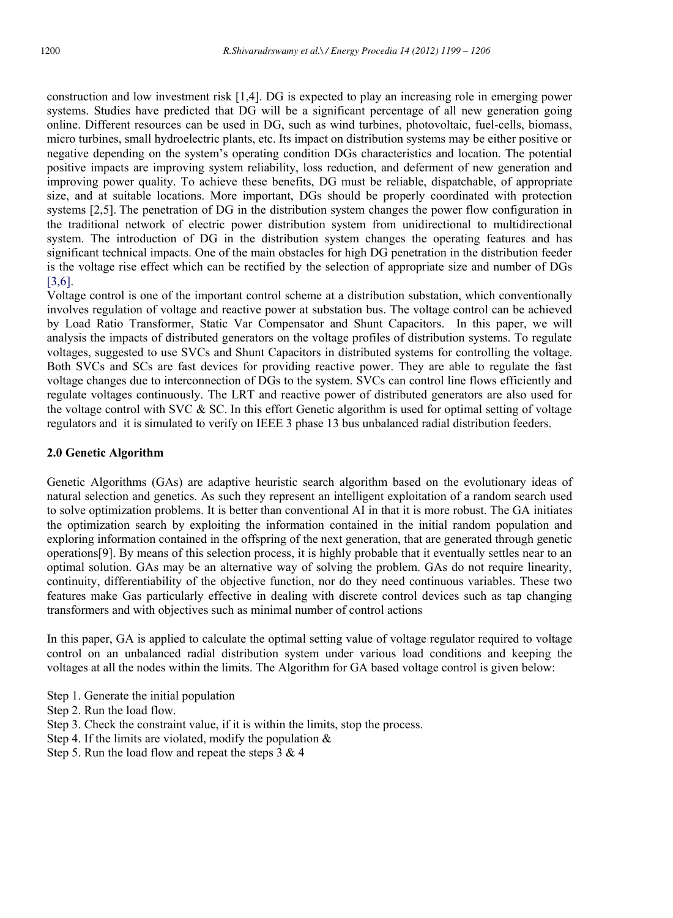construction and low investment risk [1,4]. DG is expected to play an increasing role in emerging power systems. Studies have predicted that DG will be a significant percentage of all new generation going online. Different resources can be used in DG, such as wind turbines, photovoltaic, fuel-cells, biomass, micro turbines, small hydroelectric plants, etc. Its impact on distribution systems may be either positive or negative depending on the system's operating condition DGs characteristics and location. The potential positive impacts are improving system reliability, loss reduction, and deferment of new generation and improving power quality. To achieve these benefits, DG must be reliable, dispatchable, of appropriate size, and at suitable locations. More important, DGs should be properly coordinated with protection systems [2,5]. The penetration of DG in the distribution system changes the power flow configuration in the traditional network of electric power distribution system from unidirectional to multidirectional system. The introduction of DG in the distribution system changes the operating features and has significant technical impacts. One of the main obstacles for high DG penetration in the distribution feeder is the voltage rise effect which can be rectified by the selection of appropriate size and number of DGs [3,6].

Voltage control is one of the important control scheme at a distribution substation, which conventionally involves regulation of voltage and reactive power at substation bus. The voltage control can be achieved by Load Ratio Transformer, Static Var Compensator and Shunt Capacitors. In this paper, we will analysis the impacts of distributed generators on the voltage profiles of distribution systems. To regulate voltages, suggested to use SVCs and Shunt Capacitors in distributed systems for controlling the voltage. Both SVCs and SCs are fast devices for providing reactive power. They are able to regulate the fast voltage changes due to interconnection of DGs to the system. SVCs can control line flows efficiently and regulate voltages continuously. The LRT and reactive power of distributed generators are also used for the voltage control with SVC & SC. In this effort Genetic algorithm is used for optimal setting of voltage regulators and it is simulated to verify on IEEE 3 phase 13 bus unbalanced radial distribution feeders.

## 2.0 Genetic Algorithm

Genetic Algorithms (GAs) are adaptive heuristic search algorithm based on the evolutionary ideas of natural selection and genetics. As such they represent an intelligent exploitation of a random search used to solve optimization problems. It is better than conventional AI in that it is more robust. The GA initiates the optimization search by exploiting the information contained in the initial random population and exploring information contained in the offspring of the next generation, that are generated through genetic operations[9]. By means of this selection process, it is highly probable that it eventually settles near to an optimal solution. GAs may be an alternative way of solving the problem. GAs do not require linearity, continuity, differentiability of the objective function, nor do they need continuous variables. These two features make Gas particularly effective in dealing with discrete control devices such as tap changing transformers and with objectives such as minimal number of control actions

In this paper, GA is applied to calculate the optimal setting value of voltage regulator required to voltage control on an unbalanced radial distribution system under various load conditions and keeping the voltages at all the nodes within the limits. The Algorithm for GA based voltage control is given below:

Step 1. Generate the initial population  
Step 2. Run the load flow.  
Step 3. Check the constraint value, if it is within the limits, stop the process.  
Step 4. If the limits are violated, modify the population &  
Step 5. Run the load flow and repeat the steps 3 & 4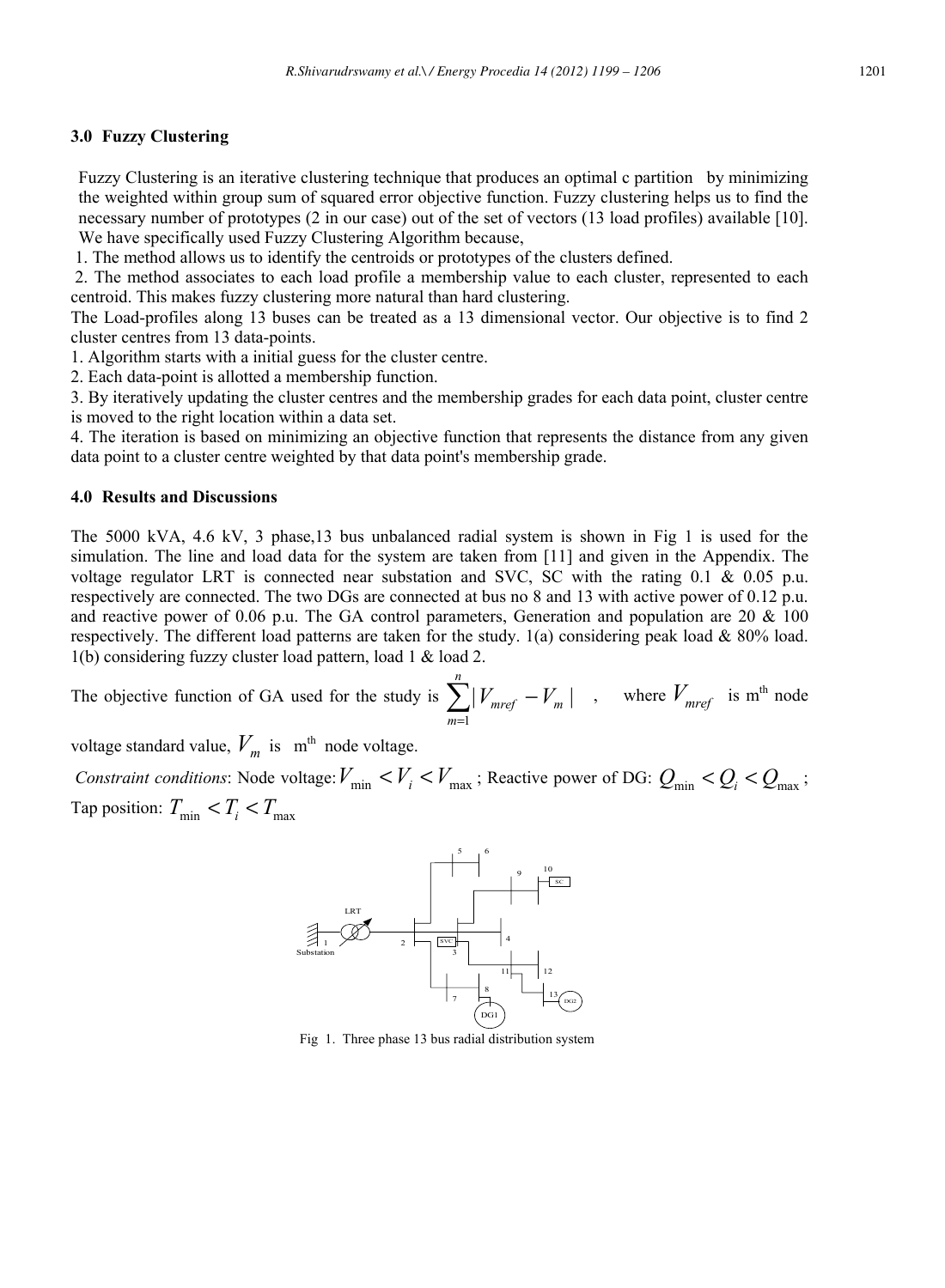### 3.0 Fuzzy Clustering

Fuzzy Clustering is an iterative clustering technique that produces an optimal c partition by minimizing the weighted within group sum of squared error objective function. Fuzzy clustering helps us to find the necessary number of prototypes (2 in our case) out of the set of vectors (13 load profiles) available [10]. We have specifically used Fuzzy Clustering Algorithm because,

1. The method allows us to identify the centroids or prototypes of the clusters defined.
2. The method associates to each load profile a membership value to each cluster, represented to each centroid. This makes fuzzy clustering more natural than hard clustering.

The Load-profiles along 13 buses can be treated as a 13 dimensional vector. Our objective is to find 2 cluster centres from 13 data-points.

1. Algorithm starts with a initial guess for the cluster centre.
2. Each data-point is allotted a membership function.
3. By iteratively updating the cluster centres and the membership grades for each data point, cluster centre is moved to the right location within a data set.
4. The iteration is based on minimizing an objective function that represents the distance from any given data point to a cluster centre weighted by that data point's membership grade.

### 4.0 Results and Discussions

The 5000 kVA, 4.6 kV, 3 phase,13 bus unbalanced radial system is shown in Fig 1 is used for the simulation. The line and load data for the system are taken from [11] and given in the Appendix. The voltage regulator LRT is connected near substation and SVC, SC with the rating 0.1 & 0.05 p.u. respectively are connected. The two DGs are connected at bus no 8 and 13 with active power of 0.12 p.u. and reactive power of 0.06 p.u. The GA control parameters, Generation and population are 20 & 100 respectively. The different load patterns are taken for the study. 1(a) considering peak load & 80% load. 1(b) considering fuzzy cluster load pattern, load 1 & load 2.

The objective function of GA used for the study is $\sum_{m=1}^{n} |V_{mref} - V_m|$ , where $V_{mref}$ is m[th] node voltage standard value, $V_m$ is m[th] node voltage.

*Constraint conditions*: Node voltage: $V_{\min} < V_i < V_{\max}$ ; Reactive power of DG: $Q_{\min} < Q_i < Q_{\max}$ ; Tap position: $T_{\min} < T_i < T_{\max}$

Fig 1. Three phase 13 bus radial distribution system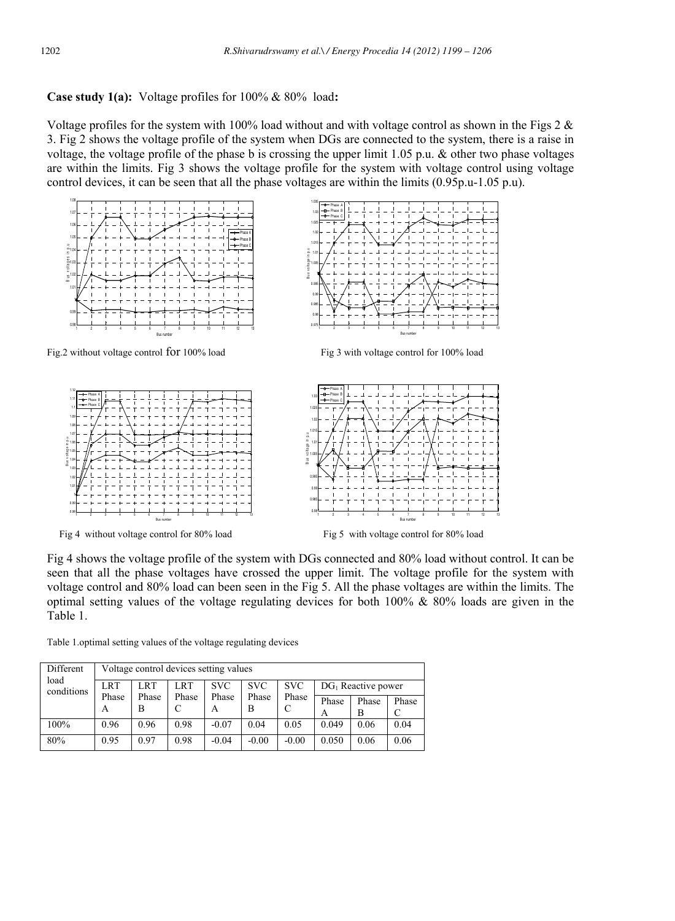**Case study 1(a):** Voltage profiles for 100% & 80% load**:**

Voltage profiles for the system with 100% load without and with voltage control as shown in the Figs 2 & 3. Fig 2 shows the voltage profile of the system when DGs are connected to the system, there is a raise in voltage, the voltage profile of the phase b is crossing the upper limit 1.05 p.u. & other two phase voltages are within the limits. Fig 3 shows the voltage profile for the system with voltage control using voltage control devices, it can be seen that all the phase voltages are within the limits (0.95p.u-1.05 p.u).

Fig.2 without voltage control for 100% load

Fig 3 with voltage control for 100% load

Fig 4 without voltage control for 80% load

Fig 5 with voltage control for 80% load

Fig 4 shows the voltage profile of the system with DGs connected and 80% load without control. It can be seen that all the phase voltages have crossed the upper limit. The voltage profile for the system with voltage control and 80% load can been seen in the Fig 5. All the phase voltages are within the limits. The optimal setting values of the voltage regulating devices for both 100% & 80% loads are given in the Table 1.

Table 1.optimal setting values of the voltage regulating devices

| Different load conditions | Voltage control devices setting values | | | | | | | | |
|---|---|---|---|---|---|---|---|---|---|
| | LRT Phase A | LRT Phase B | LRT Phase C | SVC Phase A | SVC Phase B | SVC Phase C | $DG_1$ Reactive power | | |
| | | | | | | | Phase A | Phase B | Phase C |
| 100% | 0.96 | 0.96 | 0.98 | -0.07 | 0.04 | 0.05 | 0.049 | 0.06 | 0.04 |
| 80% | 0.95 | 0.97 | 0.98 | -0.04 | -0.00 | -0.00 | 0.050 | 0.06 | 0.06 |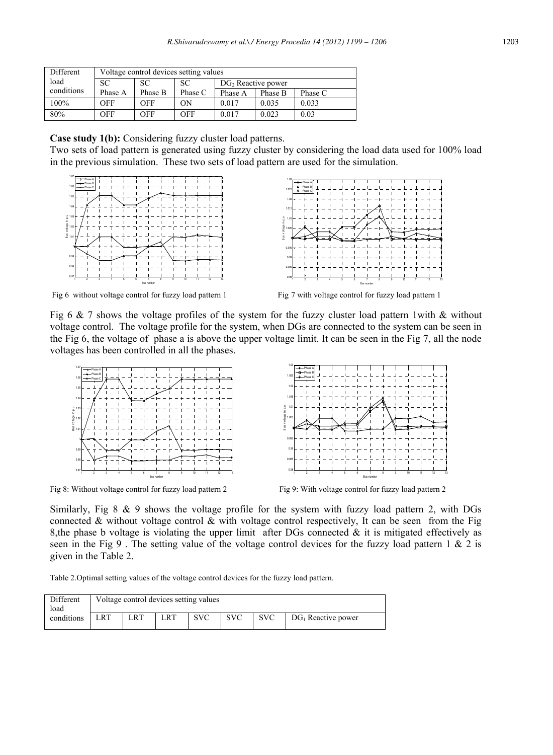| Different load conditions | Voltage control devices setting values | | | | | |
|---|---|---|---|---|---|---|
| | SC | SC | SC | $DG_2$ Reactive power | | |
| | Phase A | Phase B | Phase C | Phase A | Phase B | Phase C |
| 100% | OFF | OFF | ON | 0.017 | 0.035 | 0.033 |
| 80% | OFF | OFF | OFF | 0.017 | 0.023 | 0.03 |

**Case study 1(b):** Considering fuzzy cluster load patterns.

Two sets of load pattern is generated using fuzzy cluster by considering the load data used for 100% load in the previous simulation. These two sets of load pattern are used for the simulation.

Fig 6 without voltage control for fuzzy load pattern 1

Fig 7 with voltage control for fuzzy load pattern 1

Fig 6 & 7 shows the voltage profiles of the system for the fuzzy cluster load pattern 1with & without voltage control. The voltage profile for the system, when DGs are connected to the system can be seen in the Fig 6, the voltage of phase a is above the upper voltage limit. It can be seen in the Fig 7, all the node voltages has been controlled in all the phases.

Fig 8: Without voltage control for fuzzy load pattern 2

Fig 9: With voltage control for fuzzy load pattern 2

Similarly, Fig 8 & 9 shows the voltage profile for the system with fuzzy load pattern 2, with DGs connected & without voltage control & with voltage control respectively, It can be seen from the Fig 8,the phase b voltage is violating the upper limit after DGs connected & it is mitigated effectively as seen in the Fig 9 . The setting value of the voltage control devices for the fuzzy load pattern 1 & 2 is given in the Table 2.

Table 2.Optimal setting values of the voltage control devices for the fuzzy load pattern.

| Different load conditions | Voltage control devices setting values | | | | | |
|---|---|---|---|---|---|---|
| | LRT | LRT | LRT | SVC | SVC | SVC | $DG_1$ Reactive power |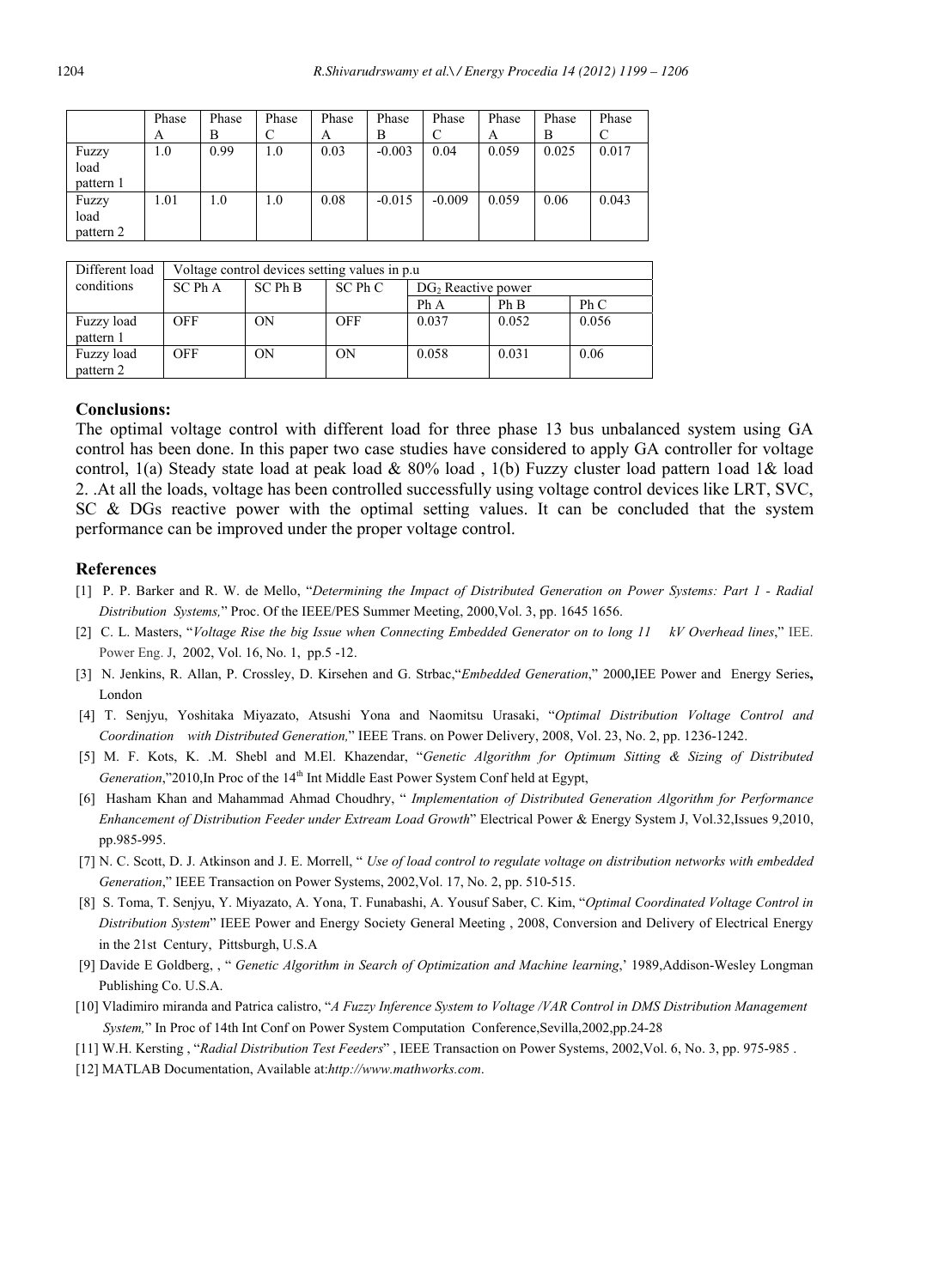| | Phase A | Phase B | Phase C | Phase A | Phase B | Phase C | Phase A | Phase B | Phase C |
|---|---|---|---|---|---|---|---|---|---|
| Fuzzy load pattern 1 | 1.0 | 0.99 | 1.0 | 0.03 | -0.003 | 0.04 | 0.059 | 0.025 | 0.017 |
| Fuzzy load pattern 2 | 1.01 | 1.0 | 1.0 | 0.08 | -0.015 | -0.009 | 0.059 | 0.06 | 0.043 |

| Different load conditions | Voltage control devices setting values in p.u | | | | | |
|---|---|---|---|---|---|---|
| | SC Ph A | SC Ph B | SC Ph C | $DG_2$ Reactive power | | |
| | | | | Ph A | Ph B | Ph C |
| Fuzzy load pattern 1 | OFF | ON | OFF | 0.037 | 0.052 | 0.056 |
| Fuzzy load pattern 2 | OFF | ON | ON | 0.058 | 0.031 | 0.06 |

## Conclusions:

The optimal voltage control with different load for three phase 13 bus unbalanced system using GA control has been done. In this paper two case studies have considered to apply GA controller for voltage control, 1(a) Steady state load at peak load & 80% load , 1(b) Fuzzy cluster load pattern 1oad 1& load 2. .At all the loads, voltage has been controlled successfully using voltage control devices like LRT, SVC, SC & DGs reactive power with the optimal setting values. It can be concluded that the system performance can be improved under the proper voltage control.

## References

[1] P. P. Barker and R. W. de Mello, "*Determining the Impact of Distributed Generation on Power Systems: Part 1 - Radial Distribution Systems,*" Proc. Of the IEEE/PES Summer Meeting, 2000,Vol. 3, pp. 1645 1656.

[2] C. L. Masters, "*Voltage Rise the big Issue when Connecting Embedded Generator on to long 11 kV Overhead lines*," IEE. Power Eng. J, 2002, Vol. 16, No. 1, pp.5 -12.

[3] N. Jenkins, R. Allan, P. Crossley, D. Kirsehen and G. Strbac,"*Embedded Generation*," 2000,IEE Power and Energy Series, London

[4] T. Senjyu, Yoshitaka Miyazato, Atsushi Yona and Naomitsu Urasaki, "*Optimal Distribution Voltage Control and Coordination with Distributed Generation,*" IEEE Trans. on Power Delivery, 2008, Vol. 23, No. 2, pp. 1236-1242.

[5] M. F. Kots, K. .M. Shebl and M.El. Khazendar, "*Genetic Algorithm for Optimum Sitting & Sizing of Distributed Generation*,"2010,In Proc of the 14th Int Middle East Power System Conf held at Egypt,

[6] Hasham Khan and Mahammad Ahmad Choudhry, " *Implementation of Distributed Generation Algorithm for Performance Enhancement of Distribution Feeder under Extream Load Growth*" Electrical Power & Energy System J, Vol.32,Issues 9,2010, pp.985-995.

[7] N. C. Scott, D. J. Atkinson and J. E. Morrell, " *Use of load control to regulate voltage on distribution networks with embedded Generation*," IEEE Transaction on Power Systems, 2002,Vol. 17, No. 2, pp. 510-515.

[8] S. Toma, T. Senjyu, Y. Miyazato, A. Yona, T. Funabashi, A. Yousuf Saber, C. Kim, "*Optimal Coordinated Voltage Control in Distribution System*" IEEE Power and Energy Society General Meeting , 2008, Conversion and Delivery of Electrical Energy in the 21st Century, Pittsburgh, U.S.A

[9] Davide E Goldberg, , " *Genetic Algorithm in Search of Optimization and Machine learning*,' 1989,Addison-Wesley Longman Publishing Co. U.S.A.

[10] Vladimiro miranda and Patrica calistro, "*A Fuzzy Inference System to Voltage /VAR Control in DMS Distribution Management System,*" In Proc of 14th Int Conf on Power System Computation Conference,Sevilla,2002,pp.24-28

[11] W.H. Kersting , "*Radial Distribution Test Feeders*" , IEEE Transaction on Power Systems, 2002,Vol. 6, No. 3, pp. 975-985 .

[12] MATLAB Documentation, Available at:*http://www.mathworks.com*.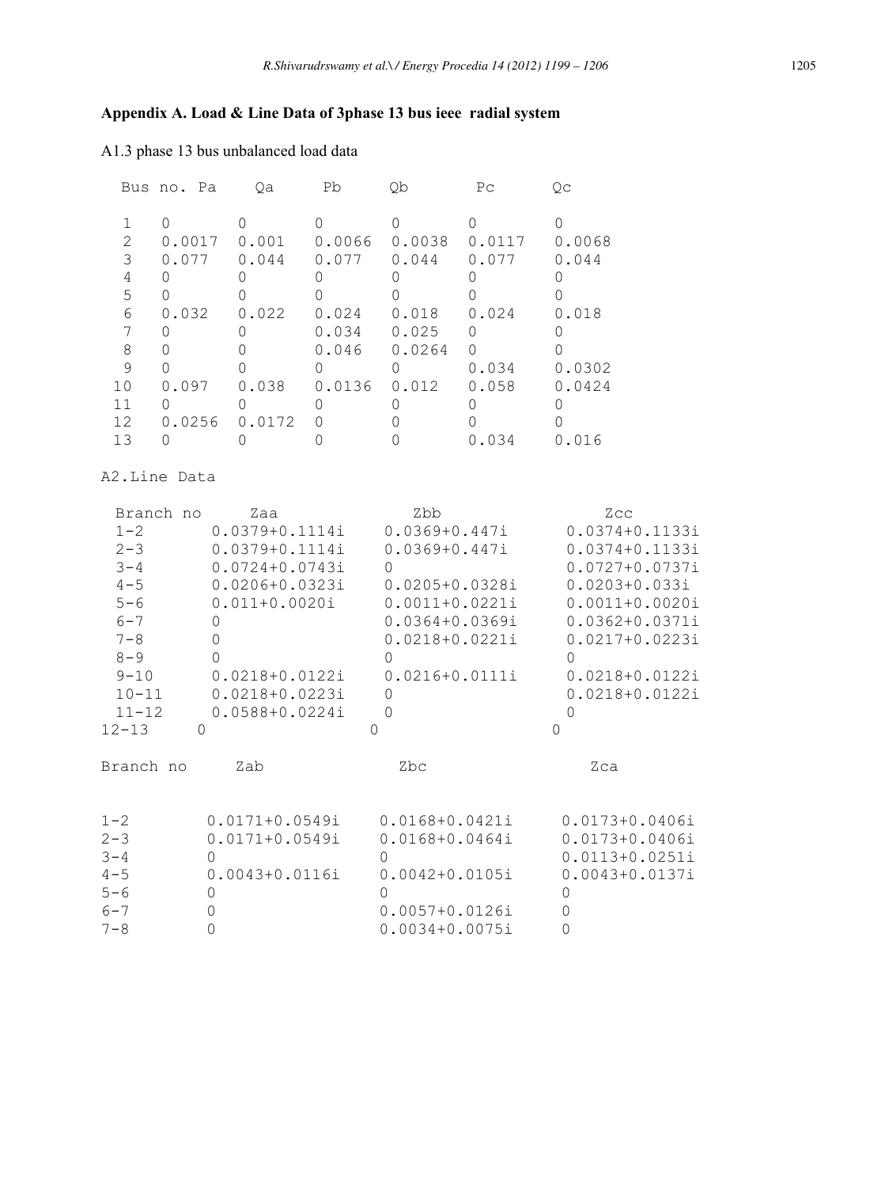## Appendix A. Load & Line Data of 3phase 13 bus ieee radial system

A1.3 phase 13 bus unbalanced load data

| Bus no. | Pa | Qa | Pb | Qb | Pc | Qc |
|---|---|---|---|---|---|---|
| 1 | 0 | 0 | 0 | 0 | 0 | 0 |
| 2 | 0.0017 | 0.001 | 0.0066 | 0.0038 | 0.0117 | 0.0068 |
| 3 | 0.077 | 0.044 | 0.077 | 0.044 | 0.077 | 0.044 |
| 4 | 0 | 0 | 0 | 0 | 0 | 0 |
| 5 | 0 | 0 | 0 | 0 | 0 | 0 |
| 6 | 0.032 | 0.022 | 0.024 | 0.018 | 0.024 | 0.018 |
| 7 | 0 | 0 | 0.034 | 0.025 | 0 | 0 |
| 8 | 0 | 0 | 0.046 | 0.0264 | 0 | 0 |
| 9 | 0 | 0 | 0 | 0 | 0.034 | 0.0302 |
| 10 | 0.097 | 0.038 | 0.0136 | 0.012 | 0.058 | 0.0424 |
| 11 | 0 | 0 | 0 | 0 | 0 | 0 |
| 12 | 0.0256 | 0.0172 | 0 | 0 | 0 | 0 |
| 13 | 0 | 0 | 0 | 0 | 0.034 | 0.016 |

A2.Line Data

| Branch no | Zaa | Zbb | Zcc |
|---|---|---|---|
| 1-2 | 0.0379+0.1114i | 0.0369+0.447i | 0.0374+0.1133i |
| 2-3 | 0.0379+0.1114i | 0.0369+0.447i | 0.0374+0.1133i |
| 3-4 | 0.0724+0.0743i | 0 | 0.0727+0.0737i |
| 4-5 | 0.0206+0.0323i | 0.0205+0.0328i | 0.0203+0.033i |
| 5-6 | 0.011+0.0020i | 0.0011+0.0221i | 0.0011+0.0020i |
| 6-7 | 0 | 0.0364+0.0369i | 0.0362+0.0371i |
| 7-8 | 0 | 0.0218+0.0221i | 0.0217+0.0223i |
| 8-9 | 0 | 0 | 0 |
| 9-10 | 0.0218+0.0122i | 0.0216+0.0111i | 0.0218+0.0122i |
| 10-11 | 0.0218+0.0223i | 0 | 0.0218+0.0122i |
| 11-12 | 0.0588+0.0224i | 0 | 0 |
| 12-13 | 0 | 0 | 0 |

| Branch no | Zab | Zbc | Zca |
|---|---|---|---|
| 1-2 | 0.0171+0.0549i | 0.0168+0.0421i | 0.0173+0.0406i |
| 2-3 | 0.0171+0.0549i | 0.0168+0.0464i | 0.0173+0.0406i |
| 3-4 | 0 | 0 | 0.0113+0.0251i |
| 4-5 | 0.0043+0.0116i | 0.0042+0.0105i | 0.0043+0.0137i |
| 5-6 | 0 | 0 | 0 |
| 6-7 | 0 | 0.0057+0.0126i | 0 |
| 7-8 | 0 | 0.0034+0.0075i | 0 |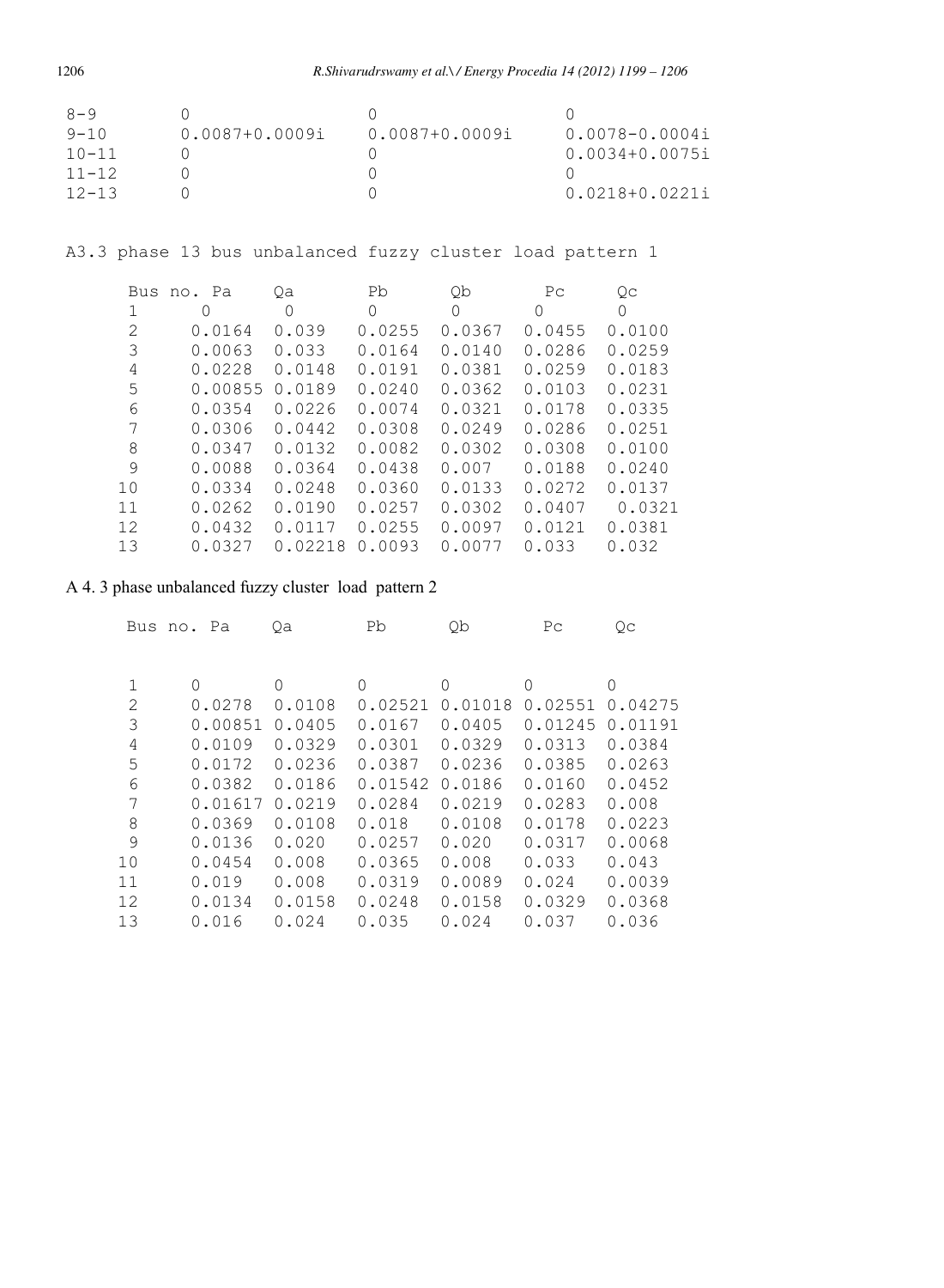| | | | |
|---|---|---|---|
| 8-9 | 0 | 0 | 0 |
| 9-10 | 0.0087+0.0009i | 0.0087+0.0009i | 0.0078-0.0004i |
| 10-11 | 0 | 0 | 0.0034+0.0075i |
| 11-12 | 0 | 0 | 0 |
| 12-13 | 0 | 0 | 0.0218+0.0221i |

A3.3 phase 13 bus unbalanced fuzzy cluster load pattern 1

| Bus no. | Pa | Qa | Pb | Qb | Pc | Qc |
|---|---|---|---|---|---|---|
| 1 | 0 | 0 | 0 | 0 | 0 | 0 |
| 2 | 0.0164 | 0.039 | 0.0255 | 0.0367 | 0.0455 | 0.0100 |
| 3 | 0.0063 | 0.033 | 0.0164 | 0.0140 | 0.0286 | 0.0259 |
| 4 | 0.0228 | 0.0148 | 0.0191 | 0.0381 | 0.0259 | 0.0183 |
| 5 | 0.00855 | 0.0189 | 0.0240 | 0.0362 | 0.0103 | 0.0231 |
| 6 | 0.0354 | 0.0226 | 0.0074 | 0.0321 | 0.0178 | 0.0335 |
| 7 | 0.0306 | 0.0442 | 0.0308 | 0.0249 | 0.0286 | 0.0251 |
| 8 | 0.0347 | 0.0132 | 0.0082 | 0.0302 | 0.0308 | 0.0100 |
| 9 | 0.0088 | 0.0364 | 0.0438 | 0.007 | 0.0188 | 0.0240 |
| 10 | 0.0334 | 0.0248 | 0.0360 | 0.0133 | 0.0272 | 0.0137 |
| 11 | 0.0262 | 0.0190 | 0.0257 | 0.0302 | 0.0407 | 0.0321 |
| 12 | 0.0432 | 0.0117 | 0.0255 | 0.0097 | 0.0121 | 0.0381 |
| 13 | 0.0327 | 0.02218 | 0.0093 | 0.0077 | 0.033 | 0.032 |

A 4. 3 phase unbalanced fuzzy cluster load pattern 2

| Bus no. | Pa | Qa | Pb | Qb | Pc | Qc |
|---|---|---|---|---|---|---|
| 1 | 0 | 0 | 0 | 0 | 0 | 0 |
| 2 | 0.0278 | 0.0108 | 0.02521 | 0.01018 | 0.02551 | 0.04275 |
| 3 | 0.00851 | 0.0405 | 0.0167 | 0.0405 | 0.01245 | 0.01191 |
| 4 | 0.0109 | 0.0329 | 0.0301 | 0.0329 | 0.0313 | 0.0384 |
| 5 | 0.0172 | 0.0236 | 0.0387 | 0.0236 | 0.0385 | 0.0263 |
| 6 | 0.0382 | 0.0186 | 0.01542 | 0.0186 | 0.0160 | 0.0452 |
| 7 | 0.01617 | 0.0219 | 0.0284 | 0.0219 | 0.0283 | 0.008 |
| 8 | 0.0369 | 0.0108 | 0.018 | 0.0108 | 0.0178 | 0.0223 |
| 9 | 0.0136 | 0.020 | 0.0257 | 0.020 | 0.0317 | 0.0068 |
| 10 | 0.0454 | 0.008 | 0.0365 | 0.008 | 0.033 | 0.043 |
| 11 | 0.019 | 0.008 | 0.0319 | 0.0089 | 0.024 | 0.0039 |
| 12 | 0.0134 | 0.0158 | 0.0248 | 0.0158 | 0.0329 | 0.0368 |
| 13 | 0.016 | 0.024 | 0.035 | 0.024 | 0.037 | 0.036 |